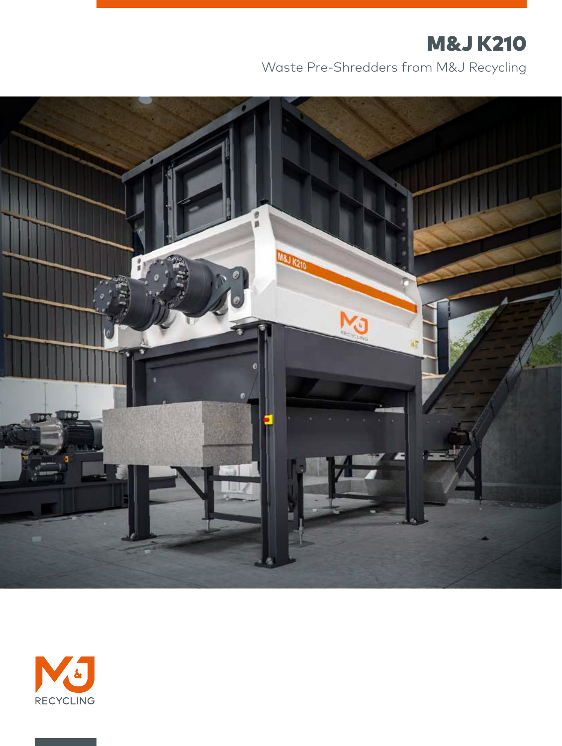# M&J K210

Waste Pre-Shredders from M&J Recycling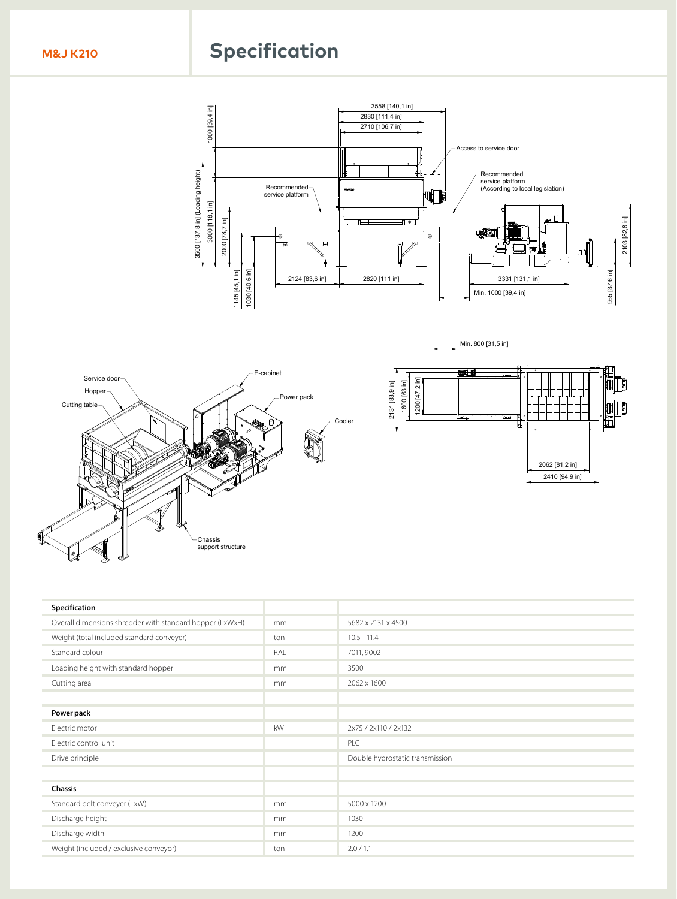M&J K210

# Specification

| Specification | | |
|---|---|---|
| Overall dimensions shredder with standard hopper (LxWxH) | mm | 5682 x 2131 x 4500 |
| Weight (total included standard conveyer) | ton | 10.5 - 11.4 |
| Standard colour | RAL | 7011, 9002 |
| Loading height with standard hopper | mm | 3500 |
| Cutting area | mm | 2062 x 1600 |
| | | |
| **Power pack** | | |
| Electric motor | kW | 2x75 / 2x110 / 2x132 |
| Electric control unit | | PLC |
| Drive principle | | Double hydrostatic transmission |
| | | |
| **Chassis** | | |
| Standard belt conveyer (LxW) | mm | 5000 x 1200 |
| Discharge height | mm | 1030 |
| Discharge width | mm | 1200 |
| Weight (included / exclusive conveyor) | ton | 2.0 / 1.1 |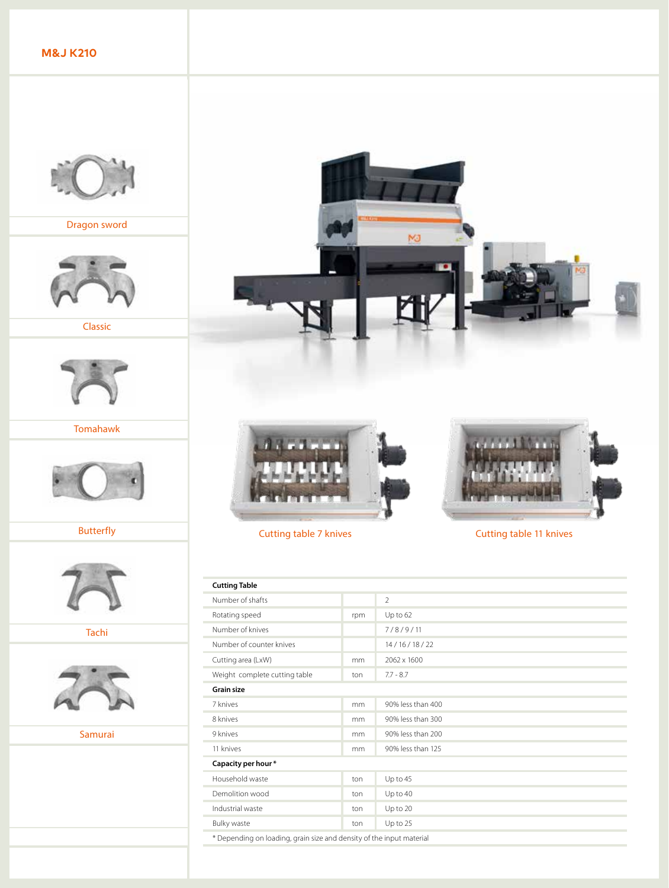# M&J K210

Dragon sword

Classic

Tomahawk

Butterfly

Tachi

Samurai

Cutting table 7 knives

Cutting table 11 knives

| **Cutting Table** | | |
|---|---|---|
| Number of shafts | | 2 |
| Rotating speed | rpm | Up to 62 |
| Number of knives | | 7 / 8 / 9 / 11 |
| Number of counter knives | | 14 / 16 / 18 / 22 |
| Cutting area (LxW) | mm | 2062 x 1600 |
| Weight complete cutting table | ton | 7.7 - 8.7 |
| **Grain size** | | |
| 7 knives | mm | 90% less than 400 |
| 8 knives | mm | 90% less than 300 |
| 9 knives | mm | 90% less than 200 |
| 11 knives | mm | 90% less than 125 |
| **Capacity per hour *** | | |
| Household waste | ton | Up to 45 |
| Demolition wood | ton | Up to 40 |
| Industrial waste | ton | Up to 20 |
| Bulky waste | ton | Up to 25 |

* Depending on loading, grain size and density of the input material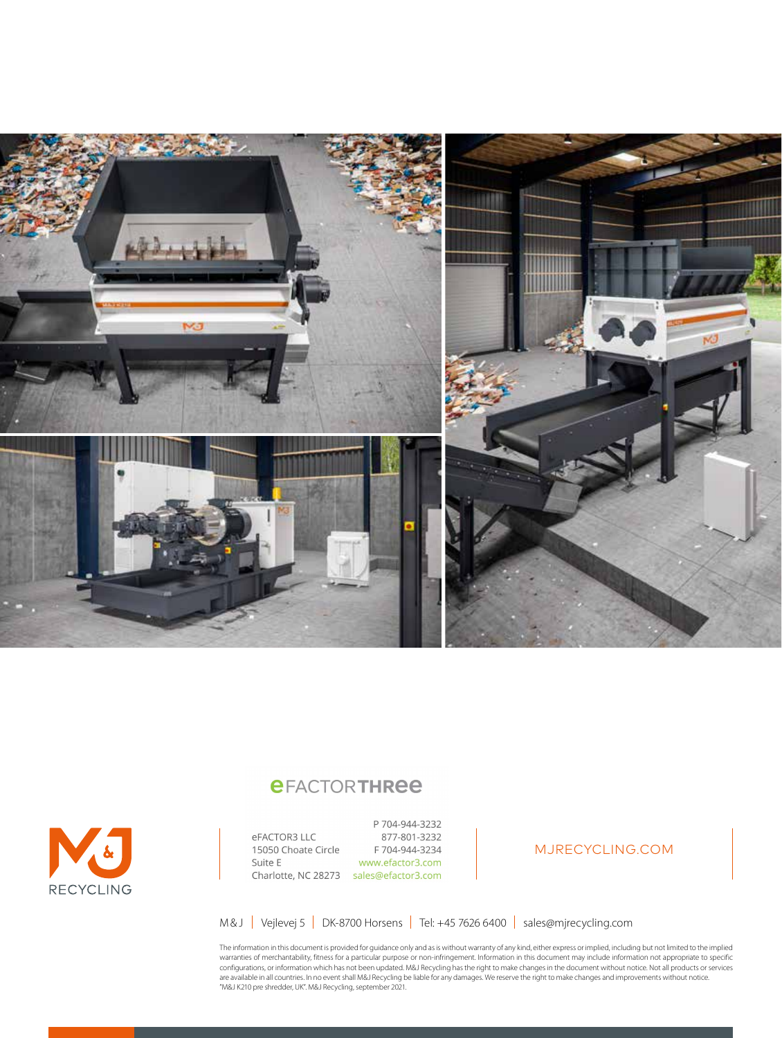eFACTORTHREE

eFACTOR3 LLC
15050 Choate Circle
Suite E
Charlotte, NC 28273

P 704-944-3232
877-801-3232
F 704-944-3234
www.efactor3.com
sales@efactor3.com

MJRECYCLING.COM

M&J RECYCLING

M & J | Vejlevej 5 | DK-8700 Horsens | Tel: +45 7626 6400 | sales@mjrecycling.com

The information in this document is provided for guidance only and as is without warranty of any kind, either express or implied, including but not limited to the implied warranties of merchantability, fitness for a particular purpose or non-infringement. Information in this document may include information not appropriate to specific configurations, or information which has not been updated. M&J Recycling has the right to make changes in the document without notice. Not all products or services are available in all countries. In no event shall M&J Recycling be liable for any damages. We reserve the right to make changes and improvements without notice.
"M&J K210 pre shredder, UK". M&J Recycling, september 2021.